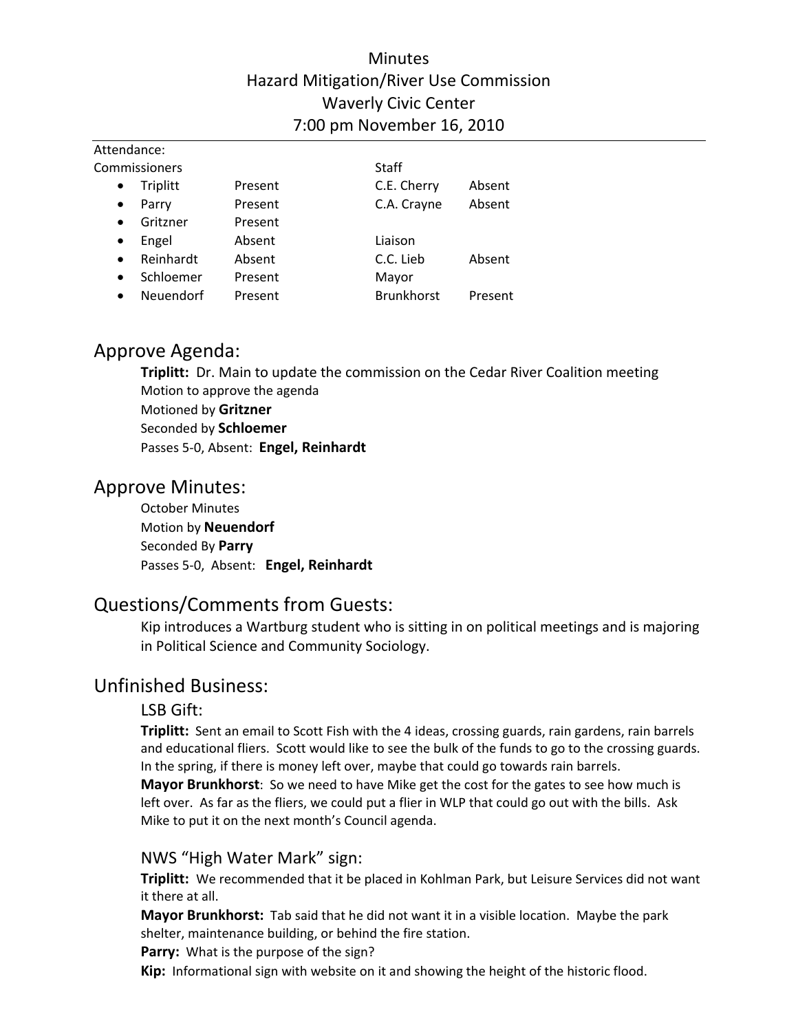# Minutes
## Hazard Mitigation/River Use Commission
## Waverly Civic Center
## 7:00 pm November 16, 2010

Attendance:

| Commissioners | | Staff | |
|---|---|---|---|
| • Triplitt | Present | C.E. Cherry | Absent |
| • Parry | Present | C.A. Crayne | Absent |
| • Gritzner | Present | | |
| • Engel | Absent | Liaison | |
| • Reinhardt | Absent | C.C. Lieb | Absent |
| • Schloemer | Present | Mayor | |
| • Neuendorf | Present | Brunkhorst | Present |

## Approve Agenda:

**Triplitt:** Dr. Main to update the commission on the Cedar River Coalition meeting
Motion to approve the agenda
Motioned by **Gritzner**
Seconded by **Schloemer**
Passes 5-0, Absent: **Engel, Reinhardt**

## Approve Minutes:

October Minutes
Motion by **Neuendorf**
Seconded By **Parry**
Passes 5-0, Absent: **Engel, Reinhardt**

## Questions/Comments from Guests:

Kip introduces a Wartburg student who is sitting in on political meetings and is majoring in Political Science and Community Sociology.

## Unfinished Business:

### LSB Gift:

**Triplitt:** Sent an email to Scott Fish with the 4 ideas, crossing guards, rain gardens, rain barrels and educational fliers. Scott would like to see the bulk of the funds to go to the crossing guards. In the spring, if there is money left over, maybe that could go towards rain barrels.
**Mayor Brunkhorst**: So we need to have Mike get the cost for the gates to see how much is left over. As far as the fliers, we could put a flier in WLP that could go out with the bills. Ask Mike to put it on the next month's Council agenda.

### NWS "High Water Mark" sign:

**Triplitt:** We recommended that it be placed in Kohlman Park, but Leisure Services did not want it there at all.
**Mayor Brunkhorst:** Tab said that he did not want it in a visible location. Maybe the park shelter, maintenance building, or behind the fire station.
**Parry:** What is the purpose of the sign?
**Kip:** Informational sign with website on it and showing the height of the historic flood.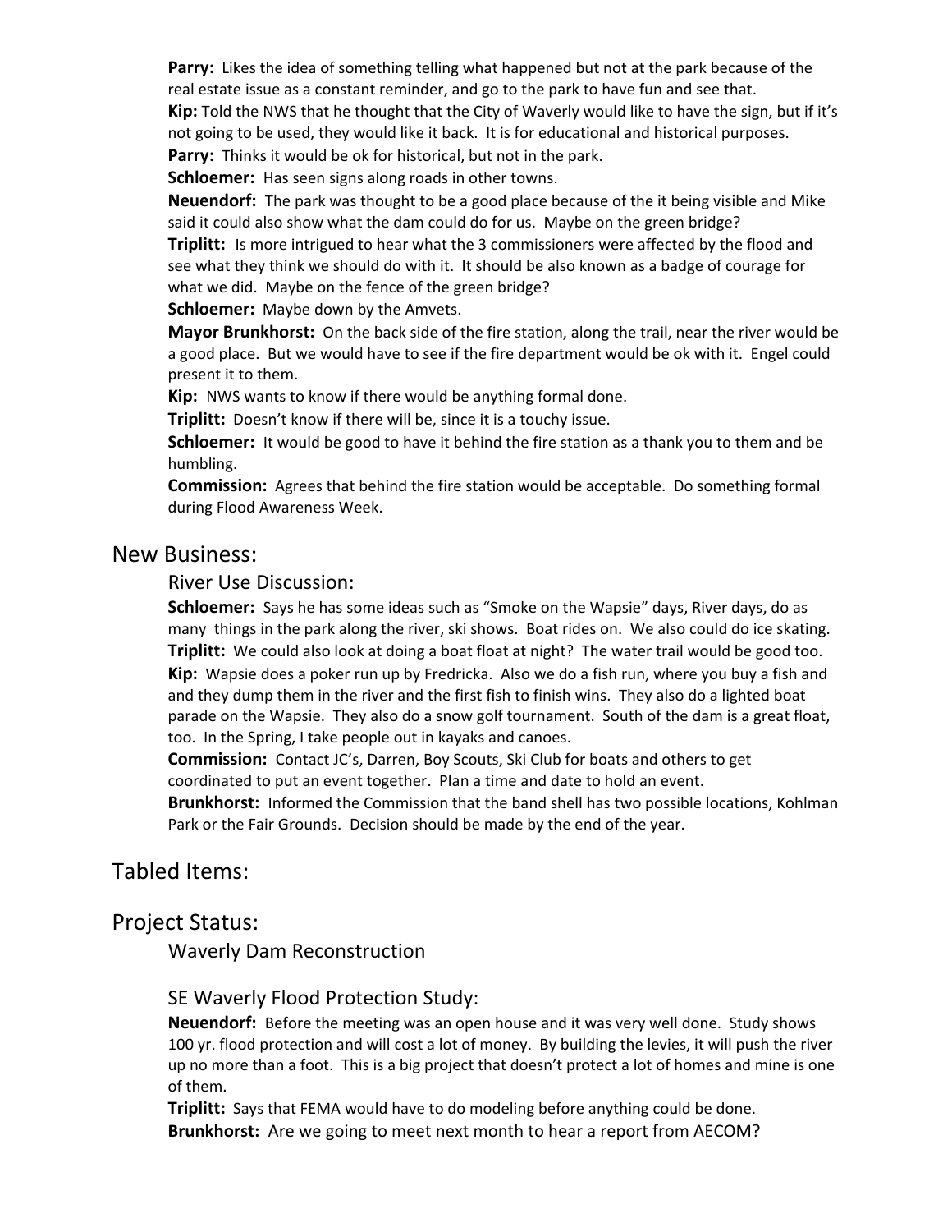**Parry:** Likes the idea of something telling what happened but not at the park because of the real estate issue as a constant reminder, and go to the park to have fun and see that.
**Kip:** Told the NWS that he thought that the City of Waverly would like to have the sign, but if it's not going to be used, they would like it back. It is for educational and historical purposes.
**Parry:** Thinks it would be ok for historical, but not in the park.
**Schloemer:** Has seen signs along roads in other towns.
**Neuendorf:** The park was thought to be a good place because of the it being visible and Mike said it could also show what the dam could do for us. Maybe on the green bridge?
**Triplitt:** Is more intrigued to hear what the 3 commissioners were affected by the flood and see what they think we should do with it. It should be also known as a badge of courage for what we did. Maybe on the fence of the green bridge?
**Schloemer:** Maybe down by the Amvets.
**Mayor Brunkhorst:** On the back side of the fire station, along the trail, near the river would be a good place. But we would have to see if the fire department would be ok with it. Engel could present it to them.
**Kip:** NWS wants to know if there would be anything formal done.
**Triplitt:** Doesn't know if there will be, since it is a touchy issue.
**Schloemer:** It would be good to have it behind the fire station as a thank you to them and be humbling.
**Commission:** Agrees that behind the fire station would be acceptable. Do something formal during Flood Awareness Week.

## New Business:

### River Use Discussion:

**Schloemer:** Says he has some ideas such as "Smoke on the Wapsie" days, River days, do as many things in the park along the river, ski shows. Boat rides on. We also could do ice skating.
**Triplitt:** We could also look at doing a boat float at night? The water trail would be good too.
**Kip:** Wapsie does a poker run up by Fredricka. Also we do a fish run, where you buy a fish and and they dump them in the river and the first fish to finish wins. They also do a lighted boat parade on the Wapsie. They also do a snow golf tournament. South of the dam is a great float, too. In the Spring, I take people out in kayaks and canoes.
**Commission:** Contact JC's, Darren, Boy Scouts, Ski Club for boats and others to get coordinated to put an event together. Plan a time and date to hold an event.
**Brunkhorst:** Informed the Commission that the band shell has two possible locations, Kohlman Park or the Fair Grounds. Decision should be made by the end of the year.

## Tabled Items:

## Project Status:

### Waverly Dam Reconstruction

### SE Waverly Flood Protection Study:

**Neuendorf:** Before the meeting was an open house and it was very well done. Study shows 100 yr. flood protection and will cost a lot of money. By building the levies, it will push the river up no more than a foot. This is a big project that doesn't protect a lot of homes and mine is one of them.
**Triplitt:** Says that FEMA would have to do modeling before anything could be done.
**Brunkhorst:** Are we going to meet next month to hear a report from AECOM?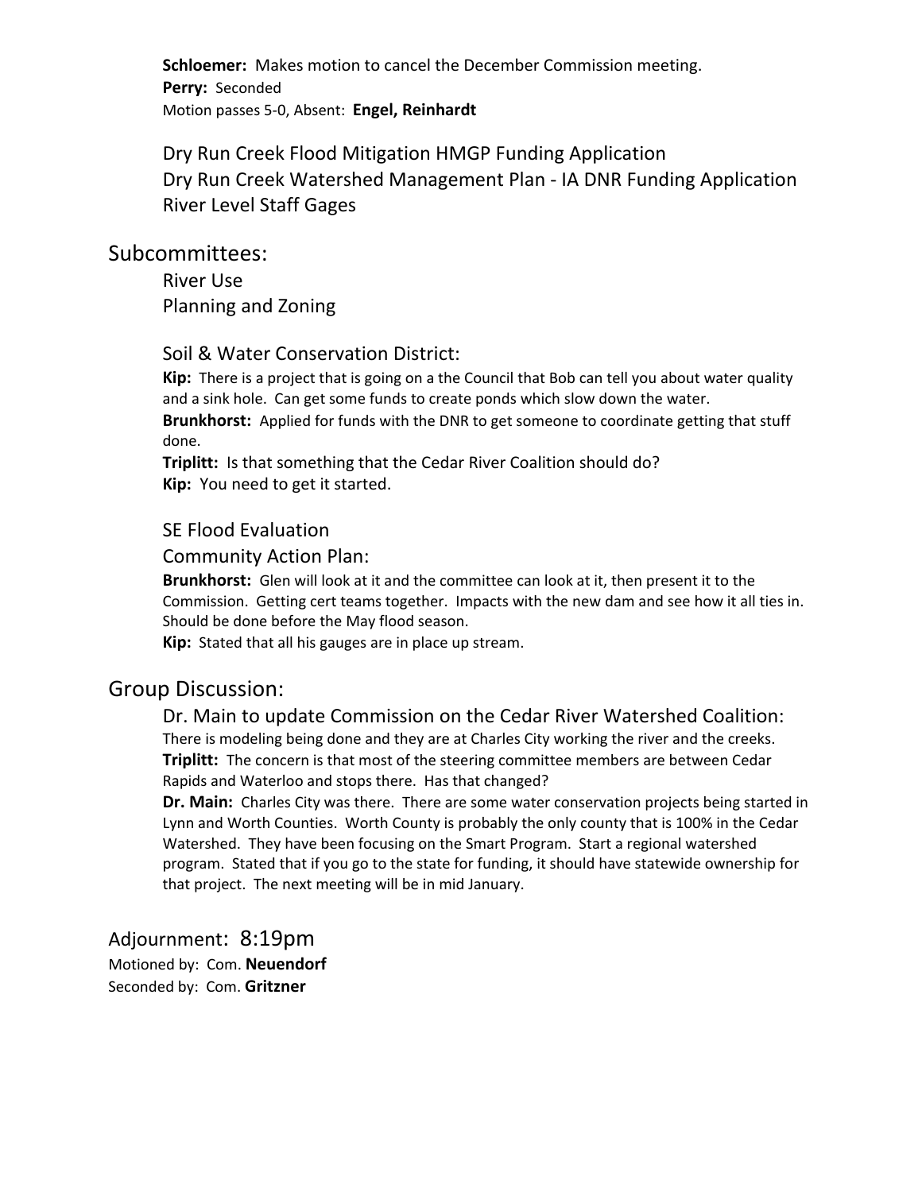**Schloemer:** Makes motion to cancel the December Commission meeting.
**Perry:** Seconded
Motion passes 5-0, Absent: **Engel, Reinhardt**

### Dry Run Creek Flood Mitigation HMGP Funding Application
### Dry Run Creek Watershed Management Plan - IA DNR Funding Application
### River Level Staff Gages

## Subcommittees:

### River Use
### Planning and Zoning

### Soil & Water Conservation District:

**Kip:** There is a project that is going on a the Council that Bob can tell you about water quality and a sink hole. Can get some funds to create ponds which slow down the water.
**Brunkhorst:** Applied for funds with the DNR to get someone to coordinate getting that stuff done.
**Triplitt:** Is that something that the Cedar River Coalition should do?
**Kip:** You need to get it started.

### SE Flood Evaluation
### Community Action Plan:

**Brunkhorst:** Glen will look at it and the committee can look at it, then present it to the Commission. Getting cert teams together. Impacts with the new dam and see how it all ties in. Should be done before the May flood season.
**Kip:** Stated that all his gauges are in place up stream.

## Group Discussion:

### Dr. Main to update Commission on the Cedar River Watershed Coalition:

There is modeling being done and they are at Charles City working the river and the creeks.
**Triplitt:** The concern is that most of the steering committee members are between Cedar Rapids and Waterloo and stops there. Has that changed?
**Dr. Main:** Charles City was there. There are some water conservation projects being started in Lynn and Worth Counties. Worth County is probably the only county that is 100% in the Cedar Watershed. They have been focusing on the Smart Program. Start a regional watershed program. Stated that if you go to the state for funding, it should have statewide ownership for that project. The next meeting will be in mid January.

## Adjournment: 8:19pm

Motioned by: Com. **Neuendorf**
Seconded by: Com. **Gritzner**